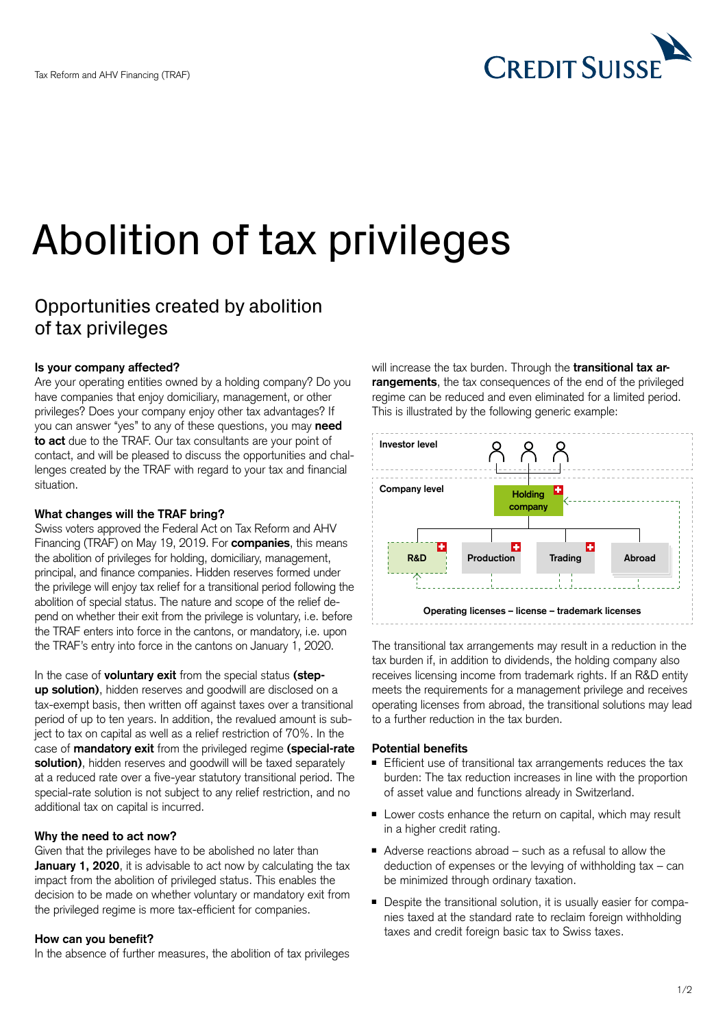# Abolition of tax privileges

## Opportunities created by abolition of tax privileges

### Is your company affected?

Are your operating entities owned by a holding company? Do you have companies that enjoy domiciliary, management, or other privileges? Does your company enjoy other tax advantages? If you can answer "yes" to any of these questions, you may **need to act** due to the TRAF. Our tax consultants are your point of contact, and will be pleased to discuss the opportunities and challenges created by the TRAF with regard to your tax and financial situation.

### What changes will the TRAF bring?

Swiss voters approved the Federal Act on Tax Reform and AHV Financing (TRAF) on May 19, 2019. For **companies**, this means the abolition of privileges for holding, domiciliary, management, principal, and finance companies. Hidden reserves formed under the privilege will enjoy tax relief for a transitional period following the abolition of special status. The nature and scope of the relief depend on whether their exit from the privilege is voluntary, i.e. before the TRAF enters into force in the cantons, or mandatory, i.e. upon the TRAF's entry into force in the cantons on January 1, 2020.

In the case of **voluntary exit** from the special status **(step-up solution)**, hidden reserves and goodwill are disclosed on a tax-exempt basis, then written off against taxes over a transitional period of up to ten years. In addition, the revalued amount is subject to tax on capital as well as a relief restriction of 70%. In the case of **mandatory exit** from the privileged regime **(special-rate solution)**, hidden reserves and goodwill will be taxed separately at a reduced rate over a five-year statutory transitional period. The special-rate solution is not subject to any relief restriction, and no additional tax on capital is incurred.

### Why the need to act now?

Given that the privileges have to be abolished no later than **January 1, 2020**, it is advisable to act now by calculating the tax impact from the abolition of privileged status. This enables the decision to be made on whether voluntary or mandatory exit from the privileged regime is more tax-efficient for companies.

### How can you benefit?

In the absence of further measures, the abolition of tax privileges will increase the tax burden. Through the **transitional tax arrangements**, the tax consequences of the end of the privileged regime can be reduced and even eliminated for a limited period. This is illustrated by the following generic example:

Investor level

Company level

Holding company

R&D

Production

Trading

Abroad

Operating licenses – license – trademark licenses

The transitional tax arrangements may result in a reduction in the tax burden if, in addition to dividends, the holding company also receives licensing income from trademark rights. If an R&D entity meets the requirements for a management privilege and receives operating licenses from abroad, the transitional solutions may lead to a further reduction in the tax burden.

### Potential benefits

- Efficient use of transitional tax arrangements reduces the tax burden: The tax reduction increases in line with the proportion of asset value and functions already in Switzerland.
- Lower costs enhance the return on capital, which may result in a higher credit rating.
- Adverse reactions abroad – such as a refusal to allow the deduction of expenses or the levying of withholding tax – can be minimized through ordinary taxation.
- Despite the transitional solution, it is usually easier for companies taxed at the standard rate to reclaim foreign withholding taxes and credit foreign basic tax to Swiss taxes.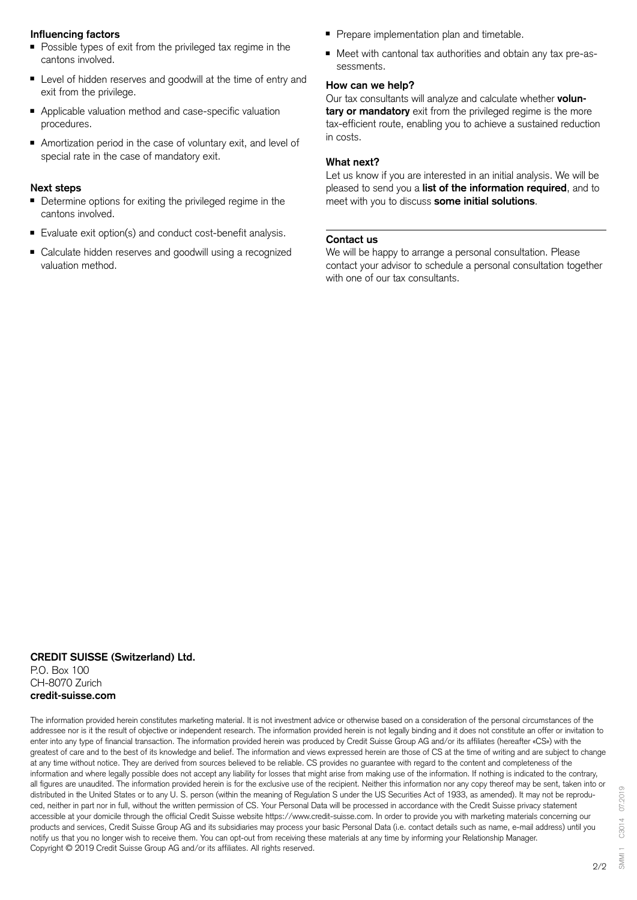### Influencing factors

- Possible types of exit from the privileged tax regime in the cantons involved.
- Level of hidden reserves and goodwill at the time of entry and exit from the privilege.
- Applicable valuation method and case-specific valuation procedures.
- Amortization period in the case of voluntary exit, and level of special rate in the case of mandatory exit.

### Next steps

- Determine options for exiting the privileged regime in the cantons involved.
- Evaluate exit option(s) and conduct cost-benefit analysis.
- Calculate hidden reserves and goodwill using a recognized valuation method.
- Prepare implementation plan and timetable.
- Meet with cantonal tax authorities and obtain any tax pre-assessments.

### How can we help?

Our tax consultants will analyze and calculate whether **voluntary or mandatory** exit from the privileged regime is the more tax-efficient route, enabling you to achieve a sustained reduction in costs.

### What next?

Let us know if you are interested in an initial analysis. We will be pleased to send you a **list of the information required**, and to meet with you to discuss **some initial solutions**.

### Contact us

We will be happy to arrange a personal consultation. Please contact your advisor to schedule a personal consultation together with one of our tax consultants.

**CREDIT SUISSE (Switzerland) Ltd.**
P.O. Box 100
CH-8070 Zurich
**credit-suisse.com**

The information provided herein constitutes marketing material. It is not investment advice or otherwise based on a consideration of the personal circumstances of the addressee nor is it the result of objective or independent research. The information provided herein is not legally binding and it does not constitute an offer or invitation to enter into any type of financial transaction. The information provided herein was produced by Credit Suisse Group AG and/or its affiliates (hereafter «CS») with the greatest of care and to the best of its knowledge and belief. The information and views expressed herein are those of CS at the time of writing and are subject to change at any time without notice. They are derived from sources believed to be reliable. CS provides no guarantee with regard to the content and completeness of the information and where legally possible does not accept any liability for losses that might arise from making use of the information. If nothing is indicated to the contrary, all figures are unaudited. The information provided herein is for the exclusive use of the recipient. Neither this information nor any copy thereof may be sent, taken into or distributed in the United States or to any U. S. person (within the meaning of Regulation S under the US Securities Act of 1933, as amended). It may not be reproduced, neither in part nor in full, without the written permission of CS. Your Personal Data will be processed in accordance with the Credit Suisse privacy statement accessible at your domicile through the official Credit Suisse website https://www.credit-suisse.com. In order to provide you with marketing materials concerning our products and services, Credit Suisse Group AG and its subsidiaries may process your basic Personal Data (i.e. contact details such as name, e-mail address) until you notify us that you no longer wish to receive them. You can opt-out from receiving these materials at any time by informing your Relationship Manager.
Copyright © 2019 Credit Suisse Group AG and/or its affiliates. All rights reserved.

SMMI 1 C3014 07.2019